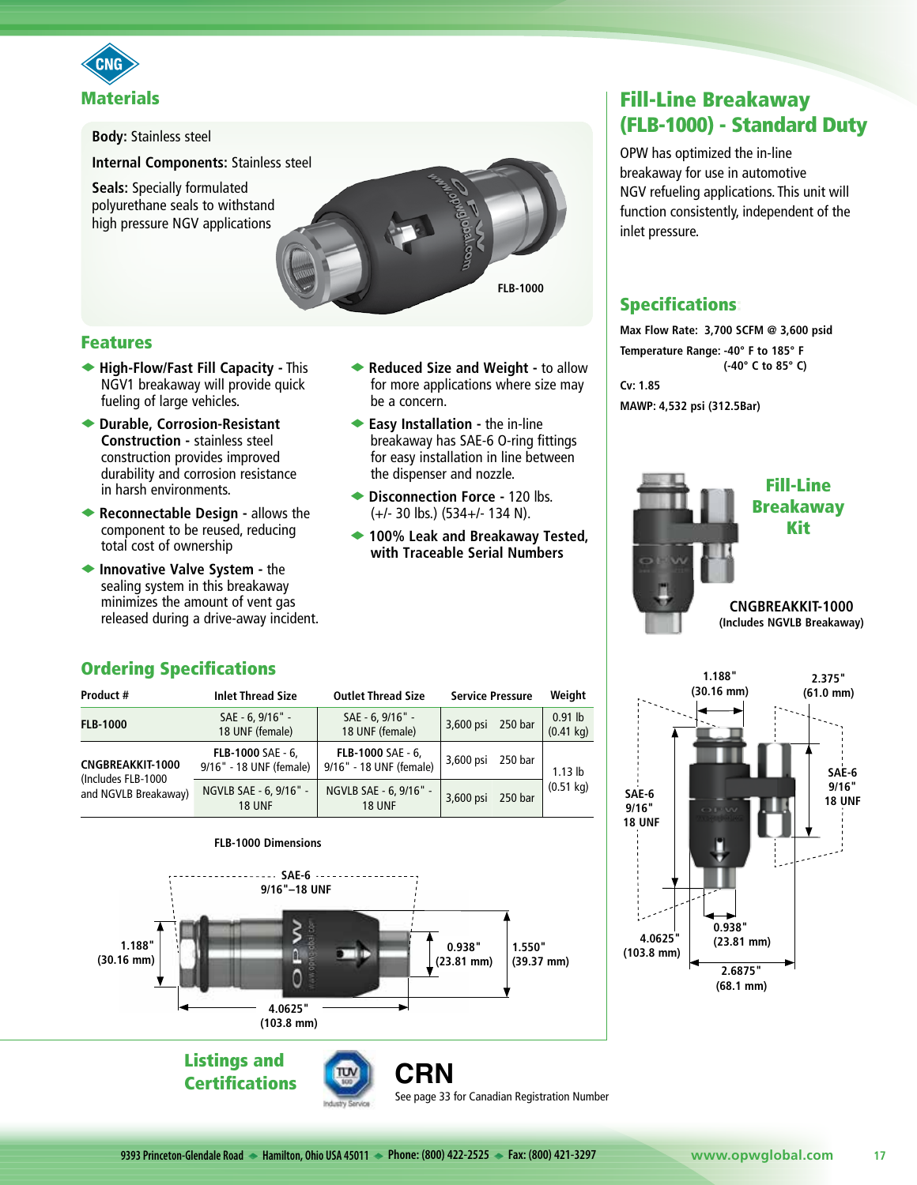CNG

## Materials

**Body:** Stainless steel

**Internal Components:** Stainless steel

**Seals:** Specially formulated polyurethane seals to withstand high pressure NGV applications

FLB-1000

## Features

- **High-Flow/Fast Fill Capacity -** This NGV1 breakaway will provide quick fueling of large vehicles.
- **Durable, Corrosion-Resistant Construction -** stainless steel construction provides improved durability and corrosion resistance in harsh environments.
- **Reconnectable Design -** allows the component to be reused, reducing total cost of ownership
- **Innovative Valve System -** the sealing system in this breakaway minimizes the amount of vent gas released during a drive-away incident.
- **Reduced Size and Weight -** to allow for more applications where size may be a concern.
- **Easy Installation -** the in-line breakaway has SAE-6 O-ring fittings for easy installation in line between the dispenser and nozzle.
- **Disconnection Force -** 120 lbs. (+/- 30 lbs.) (534+/- 134 N).
- **100% Leak and Breakaway Tested, with Traceable Serial Numbers**

# Fill-Line Breakaway (FLB-1000) - Standard Duty

OPW has optimized the in-line breakaway for use in automotive NGV refueling applications. This unit will function consistently, independent of the inlet pressure.

## Specifications

**Max Flow Rate: 3,700 SCFM @ 3,600 psid**

**Temperature Range: -40° F to 185° F (-40° C to 85° C)**

**Cv: 1.85**

**MAWP: 4,532 psi (312.5Bar)**

## Fill-Line Breakaway Kit

**CNGBREAKKIT-1000**
**(Includes NGVLB Breakaway)**

1.188" (30.16 mm) — 2.375" (61.0 mm) — SAE-6 9/16" 18 UNF — SAE-6 9/16" 18 UNF — 4.0625" (103.8 mm) — 0.938" (23.81 mm) — 2.6875" (68.1 mm)

## Ordering Specifications

| Product # | Inlet Thread Size | Outlet Thread Size | Service Pressure | | Weight |
|---|---|---|---|---|---|
| **FLB-1000** | SAE - 6, 9/16" - 18 UNF (female) | SAE - 6, 9/16" - 18 UNF (female) | 3,600 psi | 250 bar | 0.91 lb (0.41 kg) |
| **CNGBREAKKIT-1000** (Includes FLB-1000 and NGVLB Breakaway) | **FLB-1000** SAE - 6, 9/16" - 18 UNF (female) | **FLB-1000** SAE - 6, 9/16" - 18 UNF (female) | 3,600 psi | 250 bar | 1.13 lb (0.51 kg) |
| | NGVLB SAE - 6, 9/16" - 18 UNF | NGVLB SAE - 6, 9/16" - 18 UNF | 3,600 psi | 250 bar | |

**FLB-1000 Dimensions**

SAE-6 9/16"–18 UNF — 1.188" (30.16 mm) — 0.938" (23.81 mm) — 1.550" (39.37 mm) — 4.0625" (103.8 mm)

## Listings and Certifications

TÜV SÜD Industry Service

**CRN**
See page 33 for Canadian Registration Number

9393 Princeton-Glendale Road ◆ Hamilton, Ohio USA 45011 ◆ Phone: (800) 422-2525 ◆ Fax: (800) 421-3297 www.opwglobal.com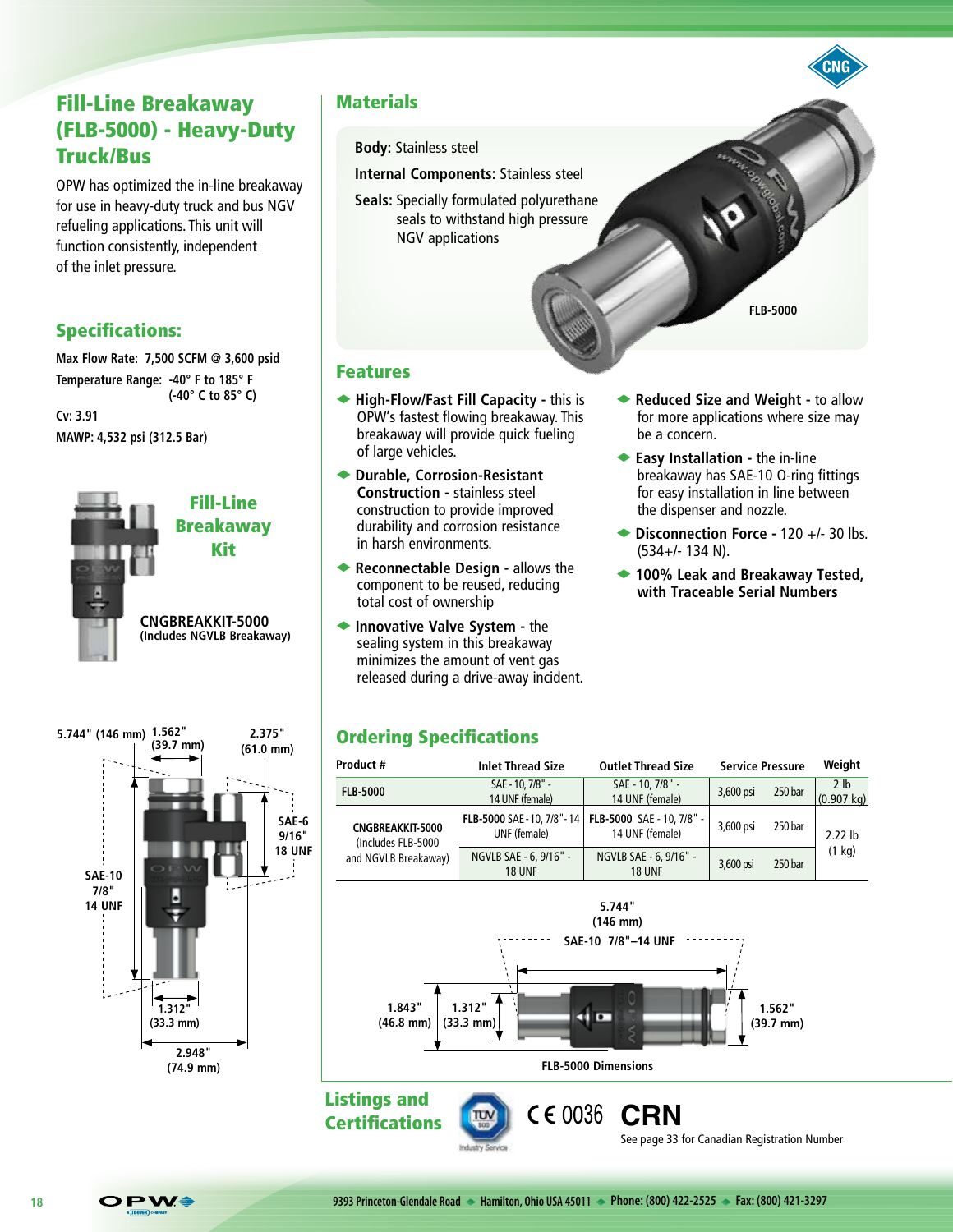## Fill-Line Breakaway (FLB-5000) - Heavy-Duty Truck/Bus

OPW has optimized the in-line breakaway for use in heavy-duty truck and bus NGV refueling applications. This unit will function consistently, independent of the inlet pressure.

### Specifications:

Max Flow Rate: 7,500 SCFM @ 3,600 psid

Temperature Range: -40° F to 185° F (-40° C to 85° C)

Cv: 3.91

MAWP: 4,532 psi (312.5 Bar)

### Fill-Line Breakaway Kit

**CNGBREAKKIT-5000**
(Includes NGVLB Breakaway)

5.744" (146 mm)
1.562" (39.7 mm)
2.375" (61.0 mm)
SAE-6 9/16" 18 UNF
SAE-10 7/8" 14 UNF
1.312" (33.3 mm)
2.948" (74.9 mm)

## Materials

**Body:** Stainless steel

**Internal Components:** Stainless steel

**Seals:** Specially formulated polyurethane seals to withstand high pressure NGV applications

FLB-5000

## Features

- **High-Flow/Fast Fill Capacity -** this is OPW's fastest flowing breakaway. This breakaway will provide quick fueling of large vehicles.
- **Durable, Corrosion-Resistant Construction -** stainless steel construction to provide improved durability and corrosion resistance in harsh environments.
- **Reconnectable Design -** allows the component to be reused, reducing total cost of ownership
- **Innovative Valve System -** the sealing system in this breakaway minimizes the amount of vent gas released during a drive-away incident.
- **Reduced Size and Weight -** to allow for more applications where size may be a concern.
- **Easy Installation -** the in-line breakaway has SAE-10 O-ring fittings for easy installation in line between the dispenser and nozzle.
- **Disconnection Force -** 120 +/- 30 lbs. (534+/- 134 N).
- **100% Leak and Breakaway Tested, with Traceable Serial Numbers**

## Ordering Specifications

| Product # | Inlet Thread Size | Outlet Thread Size | Service Pressure | | Weight |
|---|---|---|---|---|---|
| **FLB-5000** | SAE - 10, 7/8" - 14 UNF (female) | SAE - 10, 7/8" - 14 UNF (female) | 3,600 psi | 250 bar | 2 lb (0.907 kg) |
| CNGBREAKKIT-5000 (Includes FLB-5000 and NGVLB Breakaway) | **FLB-5000** SAE - 10, 7/8" - 14 UNF (female) | **FLB-5000** SAE - 10, 7/8" - 14 UNF (female) | 3,600 psi | 250 bar | 2.22 lb (1 kg) |
| | NGVLB SAE - 6, 9/16" - 18 UNF | NGVLB SAE - 6, 9/16" - 18 UNF | 3,600 psi | 250 bar | |

5.744" (146 mm)
SAE-10 7/8"–14 UNF
1.843" (46.8 mm)
1.312" (33.3 mm)
1.562" (39.7 mm)

FLB-5000 Dimensions

## Listings and Certifications

TÜV SÜD Industry Service

CE 0036

CRN
See page 33 for Canadian Registration Number

9393 Princeton-Glendale Road ◆ Hamilton, Ohio USA 45011 ◆ Phone: (800) 422-2525 ◆ Fax: (800) 421-3297